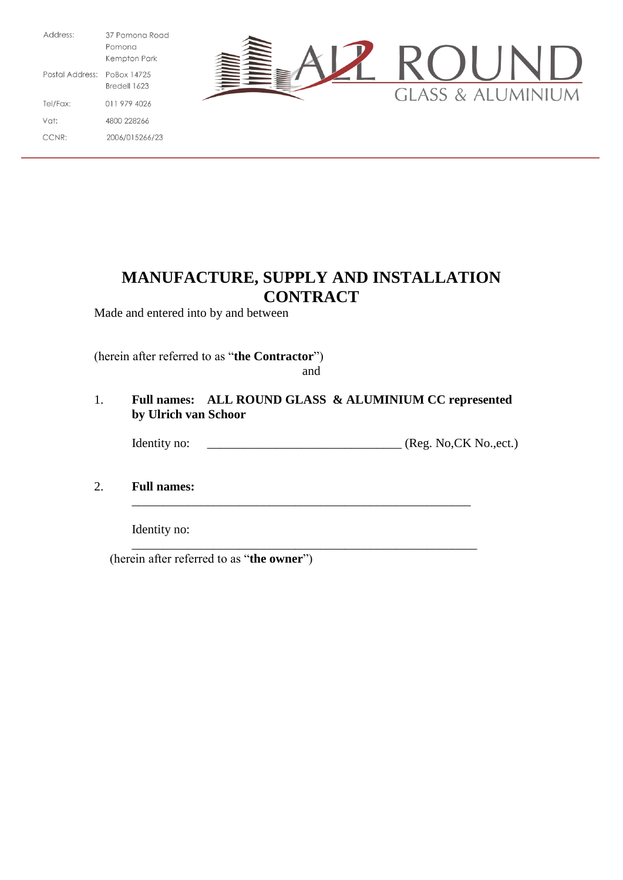| | |
|---|---|
| Address: | 37 Pomona Road<br>Pomona<br>Kempton Park |
| Postal Address: | PoBox 14725<br>Bredell 1623 |
| Tel/Fax: | 011 979 4026 |
| Vat: | 4800 228266 |
| CCNR: | 2006/015266/23 |

ALL ROUND GLASS & ALUMINIUM

# MANUFACTURE, SUPPLY AND INSTALLATION CONTRACT

Made and entered into by and between

(herein after referred to as "**the Contractor**")

and

1. **Full names: ALL ROUND GLASS & ALUMINIUM CC represented by Ulrich van Schoor**

   Identity no: ______________________________ (Reg. No,CK No.,ect.)

2. **Full names:** ________________________________________________________

   Identity no: ________________________________________________________

(herein after referred to as "**the owner**")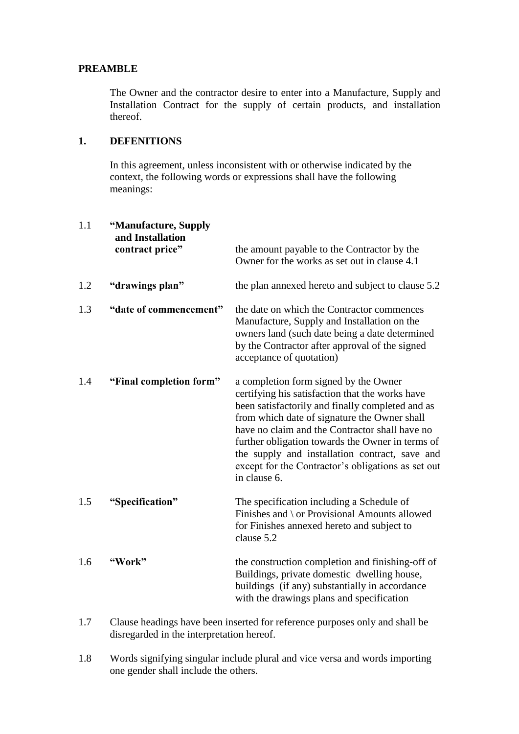**PREAMBLE**

The Owner and the contractor desire to enter into a Manufacture, Supply and Installation Contract for the supply of certain products, and installation thereof.

**1. DEFENITIONS**

In this agreement, unless inconsistent with or otherwise indicated by the context, the following words or expressions shall have the following meanings:

| | | |
|---|---|---|
| 1.1 | **"Manufacture, Supply and Installation contract price"** | the amount payable to the Contractor by the Owner for the works as set out in clause 4.1 |
| 1.2 | **"drawings plan"** | the plan annexed hereto and subject to clause 5.2 |
| 1.3 | **"date of commencement"** | the date on which the Contractor commences Manufacture, Supply and Installation on the owners land (such date being a date determined by the Contractor after approval of the signed acceptance of quotation) |
| 1.4 | **"Final completion form"** | a completion form signed by the Owner certifying his satisfaction that the works have been satisfactorily and finally completed and as from which date of signature the Owner shall have no claim and the Contractor shall have no further obligation towards the Owner in terms of the supply and installation contract, save and except for the Contractor's obligations as set out in clause 6. |
| 1.5 | **"Specification"** | The specification including a Schedule of Finishes and \ or Provisional Amounts allowed for Finishes annexed hereto and subject to clause 5.2 |
| 1.6 | **"Work"** | the construction completion and finishing-off of Buildings, private domestic dwelling house, buildings (if any) substantially in accordance with the drawings plans and specification |

1.7 Clause headings have been inserted for reference purposes only and shall be disregarded in the interpretation hereof.

1.8 Words signifying singular include plural and vice versa and words importing one gender shall include the others.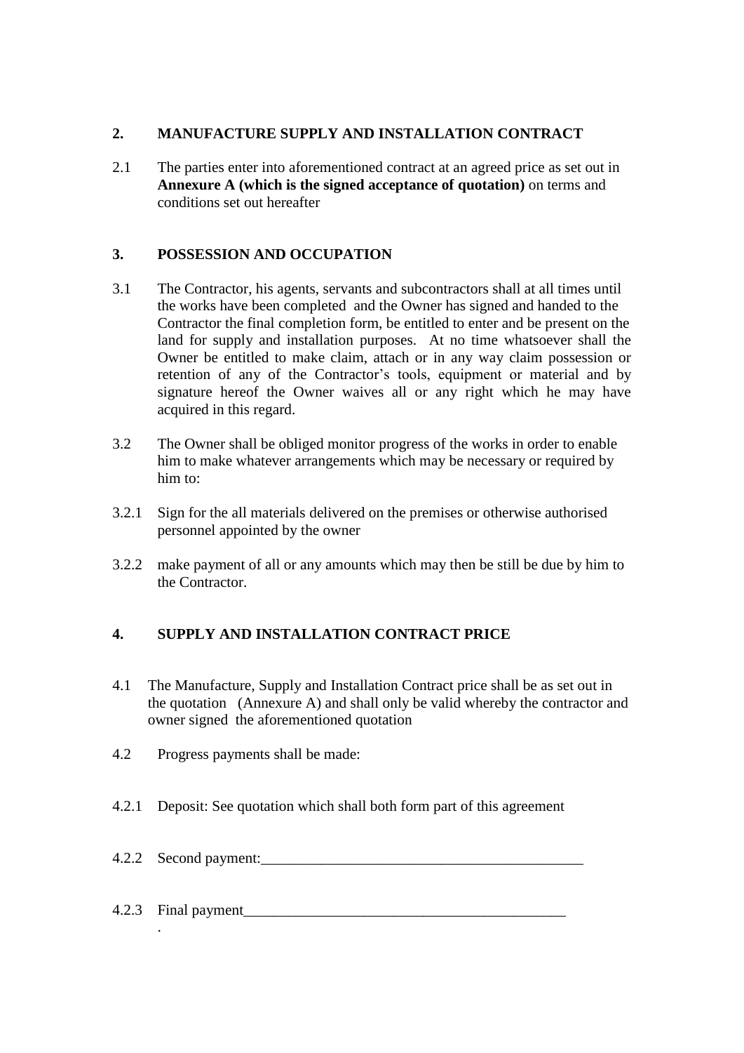## 2. MANUFACTURE SUPPLY AND INSTALLATION CONTRACT

2.1 The parties enter into aforementioned contract at an agreed price as set out in **Annexure A (which is the signed acceptance of quotation)** on terms and conditions set out hereafter

## 3. POSSESSION AND OCCUPATION

3.1 The Contractor, his agents, servants and subcontractors shall at all times until the works have been completed and the Owner has signed and handed to the Contractor the final completion form, be entitled to enter and be present on the land for supply and installation purposes. At no time whatsoever shall the Owner be entitled to make claim, attach or in any way claim possession or retention of any of the Contractor's tools, equipment or material and by signature hereof the Owner waives all or any right which he may have acquired in this regard.

3.2 The Owner shall be obliged monitor progress of the works in order to enable him to make whatever arrangements which may be necessary or required by him to:

3.2.1 Sign for the all materials delivered on the premises or otherwise authorised personnel appointed by the owner

3.2.2 make payment of all or any amounts which may then be still be due by him to the Contractor.

## 4. SUPPLY AND INSTALLATION CONTRACT PRICE

4.1 The Manufacture, Supply and Installation Contract price shall be as set out in the quotation (Annexure A) and shall only be valid whereby the contractor and owner signed the aforementioned quotation

4.2 Progress payments shall be made:

4.2.1 Deposit: See quotation which shall both form part of this agreement

4.2.2 Second payment:____________________________________________

4.2.3 Final payment____________________________________________

.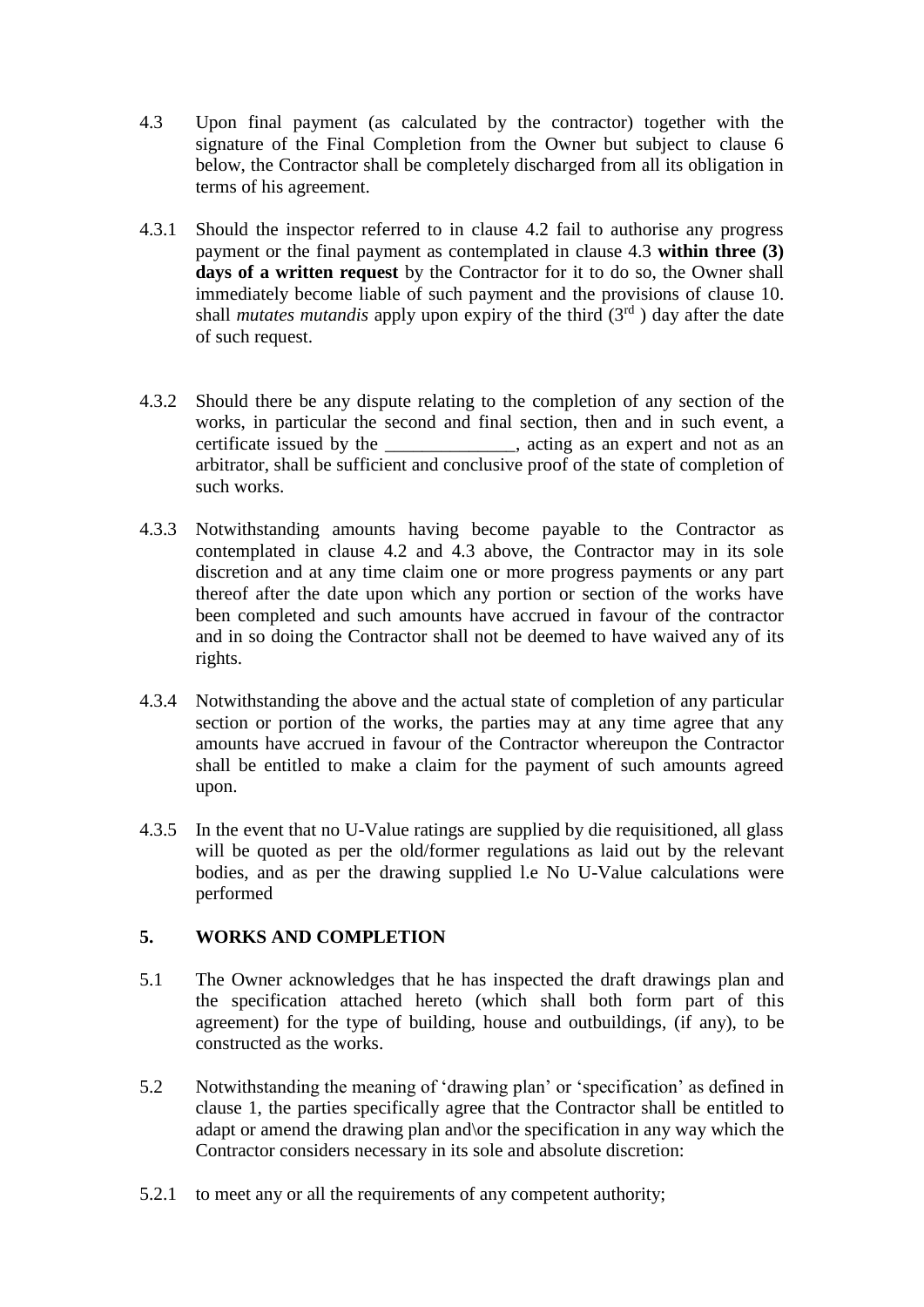4.3 Upon final payment (as calculated by the contractor) together with the signature of the Final Completion from the Owner but subject to clause 6 below, the Contractor shall be completely discharged from all its obligation in terms of his agreement.

4.3.1 Should the inspector referred to in clause 4.2 fail to authorise any progress payment or the final payment as contemplated in clause 4.3 **within three (3) days of a written request** by the Contractor for it to do so, the Owner shall immediately become liable of such payment and the provisions of clause 10. shall *mutates mutandis* apply upon expiry of the third (3rd ) day after the date of such request.

4.3.2 Should there be any dispute relating to the completion of any section of the works, in particular the second and final section, then and in such event, a certificate issued by the ______________, acting as an expert and not as an arbitrator, shall be sufficient and conclusive proof of the state of completion of such works.

4.3.3 Notwithstanding amounts having become payable to the Contractor as contemplated in clause 4.2 and 4.3 above, the Contractor may in its sole discretion and at any time claim one or more progress payments or any part thereof after the date upon which any portion or section of the works have been completed and such amounts have accrued in favour of the contractor and in so doing the Contractor shall not be deemed to have waived any of its rights.

4.3.4 Notwithstanding the above and the actual state of completion of any particular section or portion of the works, the parties may at any time agree that any amounts have accrued in favour of the Contractor whereupon the Contractor shall be entitled to make a claim for the payment of such amounts agreed upon.

4.3.5 In the event that no U-Value ratings are supplied by die requisitioned, all glass will be quoted as per the old/former regulations as laid out by the relevant bodies, and as per the drawing supplied l.e No U-Value calculations were performed

## 5. WORKS AND COMPLETION

5.1 The Owner acknowledges that he has inspected the draft drawings plan and the specification attached hereto (which shall both form part of this agreement) for the type of building, house and outbuildings, (if any), to be constructed as the works.

5.2 Notwithstanding the meaning of 'drawing plan' or 'specification' as defined in clause 1, the parties specifically agree that the Contractor shall be entitled to adapt or amend the drawing plan and\or the specification in any way which the Contractor considers necessary in its sole and absolute discretion:

5.2.1 to meet any or all the requirements of any competent authority;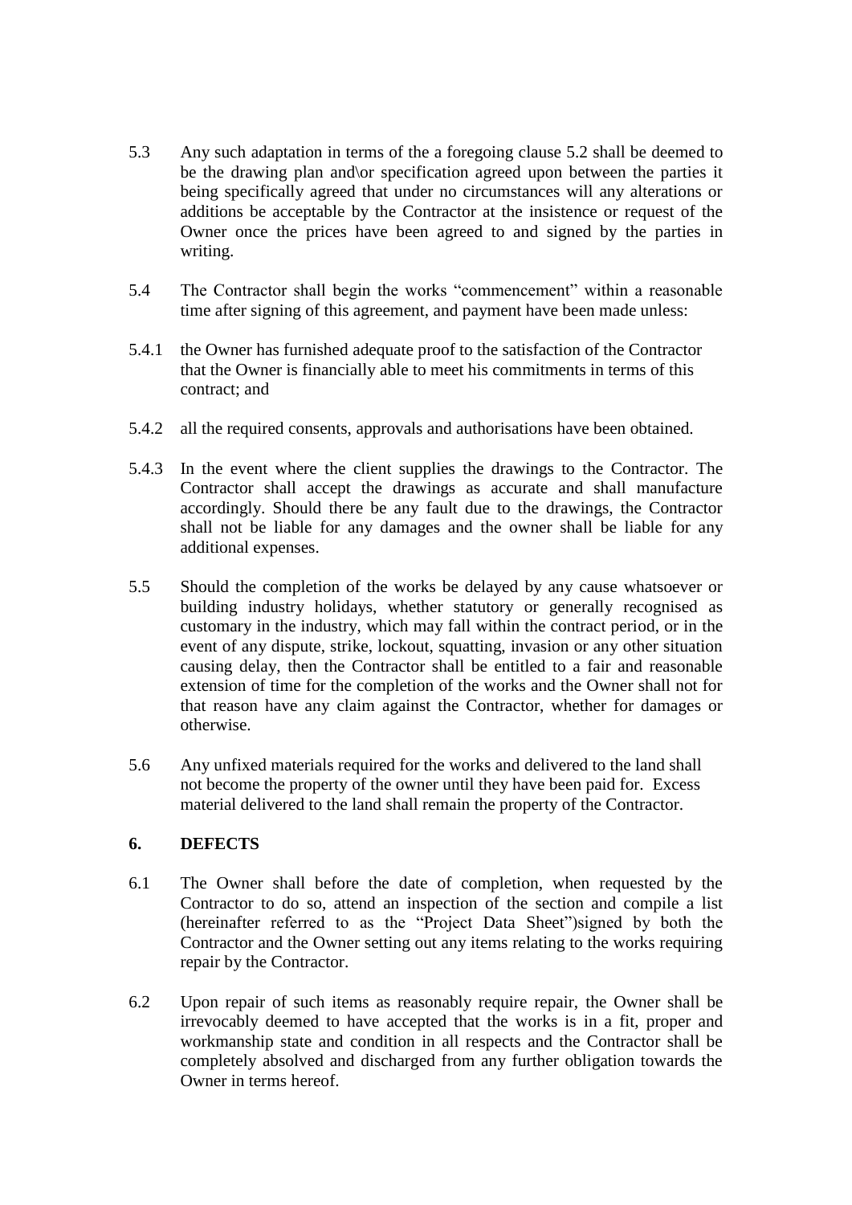5.3 Any such adaptation in terms of the a foregoing clause 5.2 shall be deemed to be the drawing plan and\or specification agreed upon between the parties it being specifically agreed that under no circumstances will any alterations or additions be acceptable by the Contractor at the insistence or request of the Owner once the prices have been agreed to and signed by the parties in writing.

5.4 The Contractor shall begin the works “commencement” within a reasonable time after signing of this agreement, and payment have been made unless:

5.4.1 the Owner has furnished adequate proof to the satisfaction of the Contractor that the Owner is financially able to meet his commitments in terms of this contract; and

5.4.2 all the required consents, approvals and authorisations have been obtained.

5.4.3 In the event where the client supplies the drawings to the Contractor. The Contractor shall accept the drawings as accurate and shall manufacture accordingly. Should there be any fault due to the drawings, the Contractor shall not be liable for any damages and the owner shall be liable for any additional expenses.

5.5 Should the completion of the works be delayed by any cause whatsoever or building industry holidays, whether statutory or generally recognised as customary in the industry, which may fall within the contract period, or in the event of any dispute, strike, lockout, squatting, invasion or any other situation causing delay, then the Contractor shall be entitled to a fair and reasonable extension of time for the completion of the works and the Owner shall not for that reason have any claim against the Contractor, whether for damages or otherwise.

5.6 Any unfixed materials required for the works and delivered to the land shall not become the property of the owner until they have been paid for. Excess material delivered to the land shall remain the property of the Contractor.

## 6. DEFECTS

6.1 The Owner shall before the date of completion, when requested by the Contractor to do so, attend an inspection of the section and compile a list (hereinafter referred to as the “Project Data Sheet”)signed by both the Contractor and the Owner setting out any items relating to the works requiring repair by the Contractor.

6.2 Upon repair of such items as reasonably require repair, the Owner shall be irrevocably deemed to have accepted that the works is in a fit, proper and workmanship state and condition in all respects and the Contractor shall be completely absolved and discharged from any further obligation towards the Owner in terms hereof.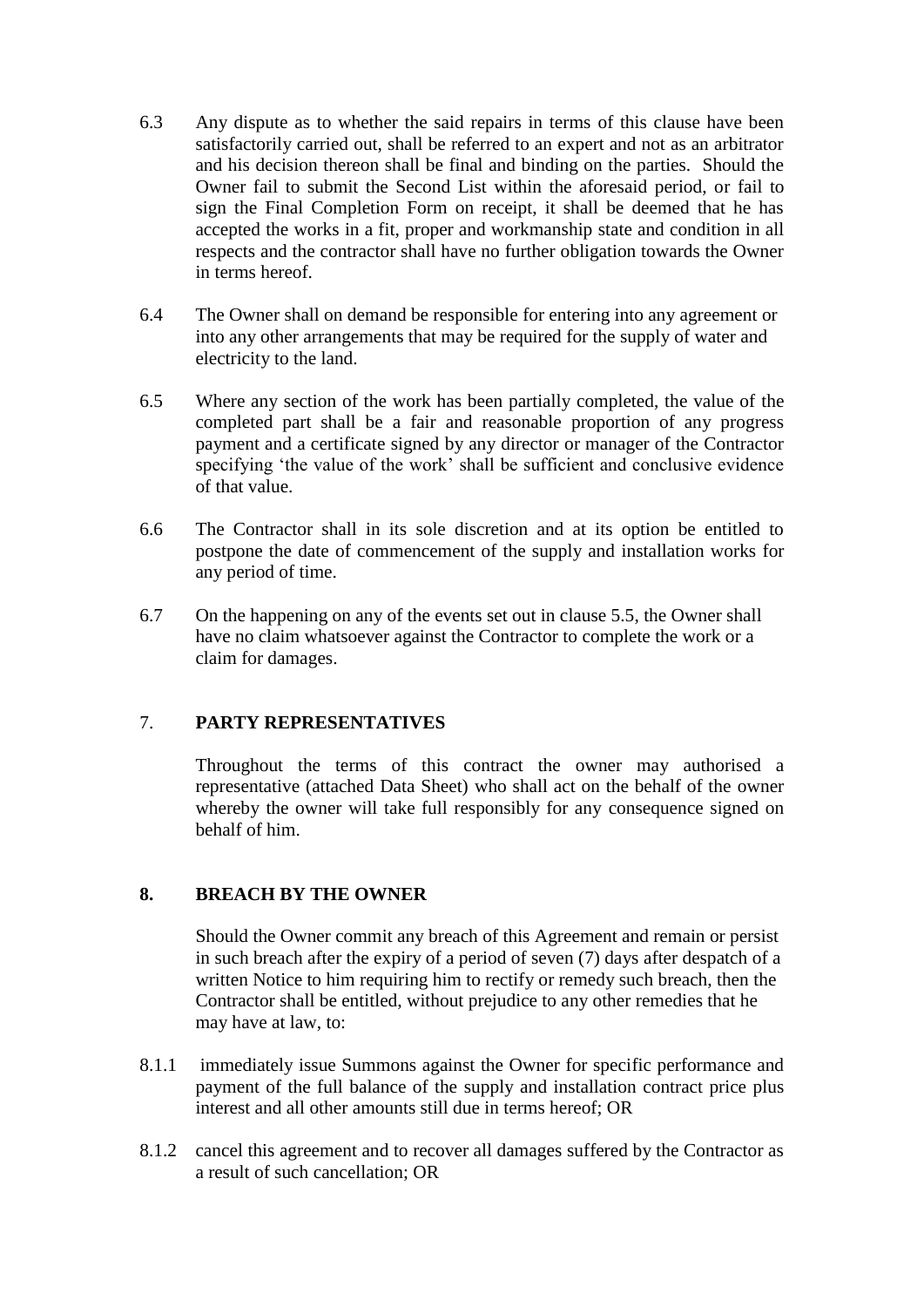6.3 Any dispute as to whether the said repairs in terms of this clause have been satisfactorily carried out, shall be referred to an expert and not as an arbitrator and his decision thereon shall be final and binding on the parties. Should the Owner fail to submit the Second List within the aforesaid period, or fail to sign the Final Completion Form on receipt, it shall be deemed that he has accepted the works in a fit, proper and workmanship state and condition in all respects and the contractor shall have no further obligation towards the Owner in terms hereof.

6.4 The Owner shall on demand be responsible for entering into any agreement or into any other arrangements that may be required for the supply of water and electricity to the land.

6.5 Where any section of the work has been partially completed, the value of the completed part shall be a fair and reasonable proportion of any progress payment and a certificate signed by any director or manager of the Contractor specifying 'the value of the work' shall be sufficient and conclusive evidence of that value.

6.6 The Contractor shall in its sole discretion and at its option be entitled to postpone the date of commencement of the supply and installation works for any period of time.

6.7 On the happening on any of the events set out in clause 5.5, the Owner shall have no claim whatsoever against the Contractor to complete the work or a claim for damages.

## 7. PARTY REPRESENTATIVES

Throughout the terms of this contract the owner may authorised a representative (attached Data Sheet) who shall act on the behalf of the owner whereby the owner will take full responsibly for any consequence signed on behalf of him.

## 8. BREACH BY THE OWNER

Should the Owner commit any breach of this Agreement and remain or persist in such breach after the expiry of a period of seven (7) days after despatch of a written Notice to him requiring him to rectify or remedy such breach, then the Contractor shall be entitled, without prejudice to any other remedies that he may have at law, to:

8.1.1 immediately issue Summons against the Owner for specific performance and payment of the full balance of the supply and installation contract price plus interest and all other amounts still due in terms hereof; OR

8.1.2 cancel this agreement and to recover all damages suffered by the Contractor as a result of such cancellation; OR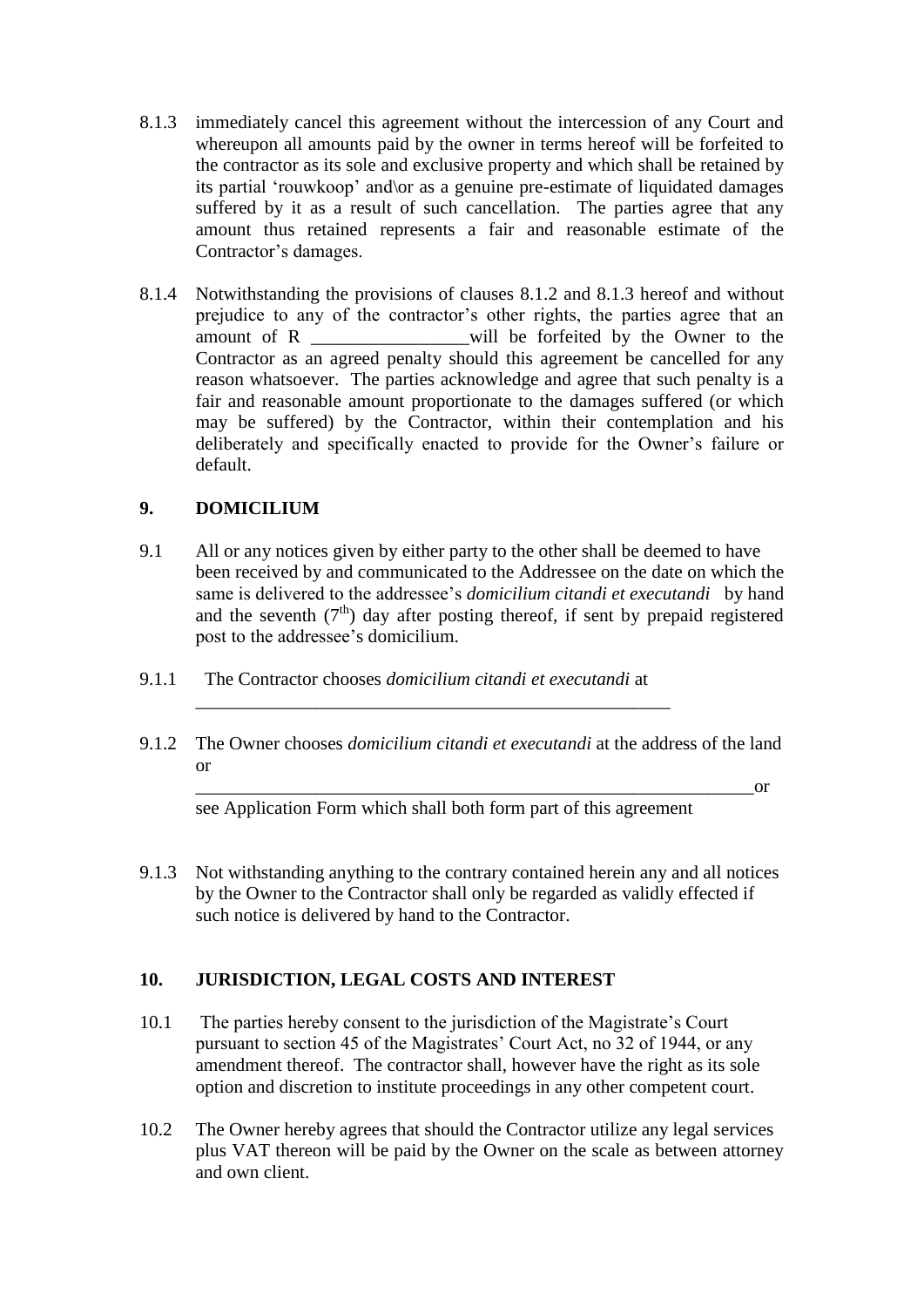8.1.3 immediately cancel this agreement without the intercession of any Court and whereupon all amounts paid by the owner in terms hereof will be forfeited to the contractor as its sole and exclusive property and which shall be retained by its partial 'rouwkoop' and\or as a genuine pre-estimate of liquidated damages suffered by it as a result of such cancellation. The parties agree that any amount thus retained represents a fair and reasonable estimate of the Contractor's damages.

8.1.4 Notwithstanding the provisions of clauses 8.1.2 and 8.1.3 hereof and without prejudice to any of the contractor's other rights, the parties agree that an amount of R _________________will be forfeited by the Owner to the Contractor as an agreed penalty should this agreement be cancelled for any reason whatsoever. The parties acknowledge and agree that such penalty is a fair and reasonable amount proportionate to the damages suffered (or which may be suffered) by the Contractor, within their contemplation and his deliberately and specifically enacted to provide for the Owner's failure or default.

## 9. DOMICILIUM

9.1 All or any notices given by either party to the other shall be deemed to have been received by and communicated to the Addressee on the date on which the same is delivered to the addressee's *domicilium citandi et executandi* by hand and the seventh (7th) day after posting thereof, if sent by prepaid registered post to the addressee's domicilium.

9.1.1 The Contractor chooses *domicilium citandi et executandi* at _____________________________________________________

9.1.2 The Owner chooses *domicilium citandi et executandi* at the address of the land or _______________________________________________________________or see Application Form which shall both form part of this agreement

9.1.3 Not withstanding anything to the contrary contained herein any and all notices by the Owner to the Contractor shall only be regarded as validly effected if such notice is delivered by hand to the Contractor.

## 10. JURISDICTION, LEGAL COSTS AND INTEREST

10.1 The parties hereby consent to the jurisdiction of the Magistrate's Court pursuant to section 45 of the Magistrates' Court Act, no 32 of 1944, or any amendment thereof. The contractor shall, however have the right as its sole option and discretion to institute proceedings in any other competent court.

10.2 The Owner hereby agrees that should the Contractor utilize any legal services plus VAT thereon will be paid by the Owner on the scale as between attorney and own client.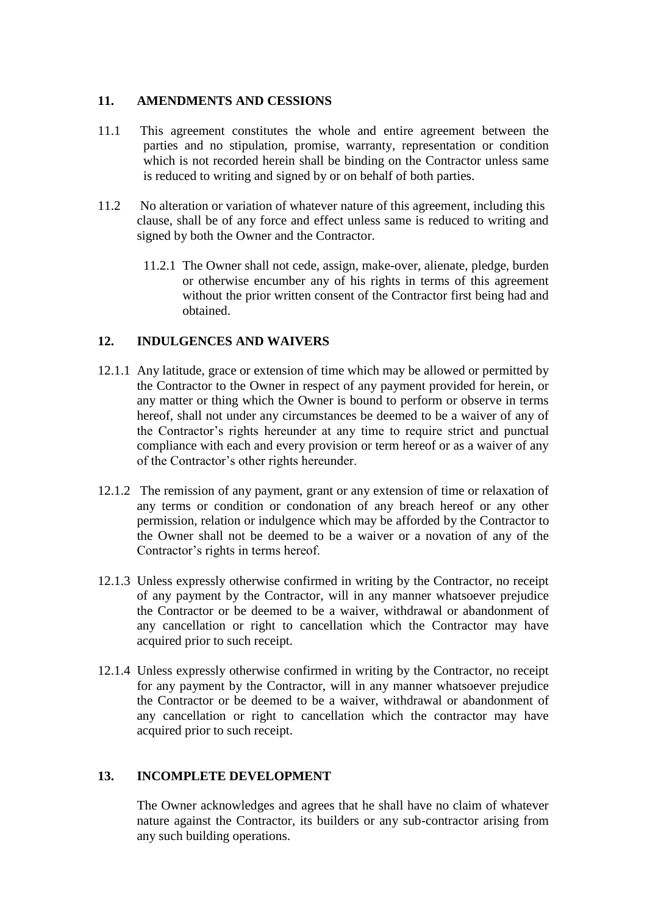## 11. AMENDMENTS AND CESSIONS

11.1 This agreement constitutes the whole and entire agreement between the parties and no stipulation, promise, warranty, representation or condition which is not recorded herein shall be binding on the Contractor unless same is reduced to writing and signed by or on behalf of both parties.

11.2 No alteration or variation of whatever nature of this agreement, including this clause, shall be of any force and effect unless same is reduced to writing and signed by both the Owner and the Contractor.

11.2.1 The Owner shall not cede, assign, make-over, alienate, pledge, burden or otherwise encumber any of his rights in terms of this agreement without the prior written consent of the Contractor first being had and obtained.

## 12. INDULGENCES AND WAIVERS

12.1.1 Any latitude, grace or extension of time which may be allowed or permitted by the Contractor to the Owner in respect of any payment provided for herein, or any matter or thing which the Owner is bound to perform or observe in terms hereof, shall not under any circumstances be deemed to be a waiver of any of the Contractor's rights hereunder at any time to require strict and punctual compliance with each and every provision or term hereof or as a waiver of any of the Contractor's other rights hereunder.

12.1.2 The remission of any payment, grant or any extension of time or relaxation of any terms or condition or condonation of any breach hereof or any other permission, relation or indulgence which may be afforded by the Contractor to the Owner shall not be deemed to be a waiver or a novation of any of the Contractor's rights in terms hereof.

12.1.3 Unless expressly otherwise confirmed in writing by the Contractor, no receipt of any payment by the Contractor, will in any manner whatsoever prejudice the Contractor or be deemed to be a waiver, withdrawal or abandonment of any cancellation or right to cancellation which the Contractor may have acquired prior to such receipt.

12.1.4 Unless expressly otherwise confirmed in writing by the Contractor, no receipt for any payment by the Contractor, will in any manner whatsoever prejudice the Contractor or be deemed to be a waiver, withdrawal or abandonment of any cancellation or right to cancellation which the contractor may have acquired prior to such receipt.

## 13. INCOMPLETE DEVELOPMENT

The Owner acknowledges and agrees that he shall have no claim of whatever nature against the Contractor, its builders or any sub-contractor arising from any such building operations.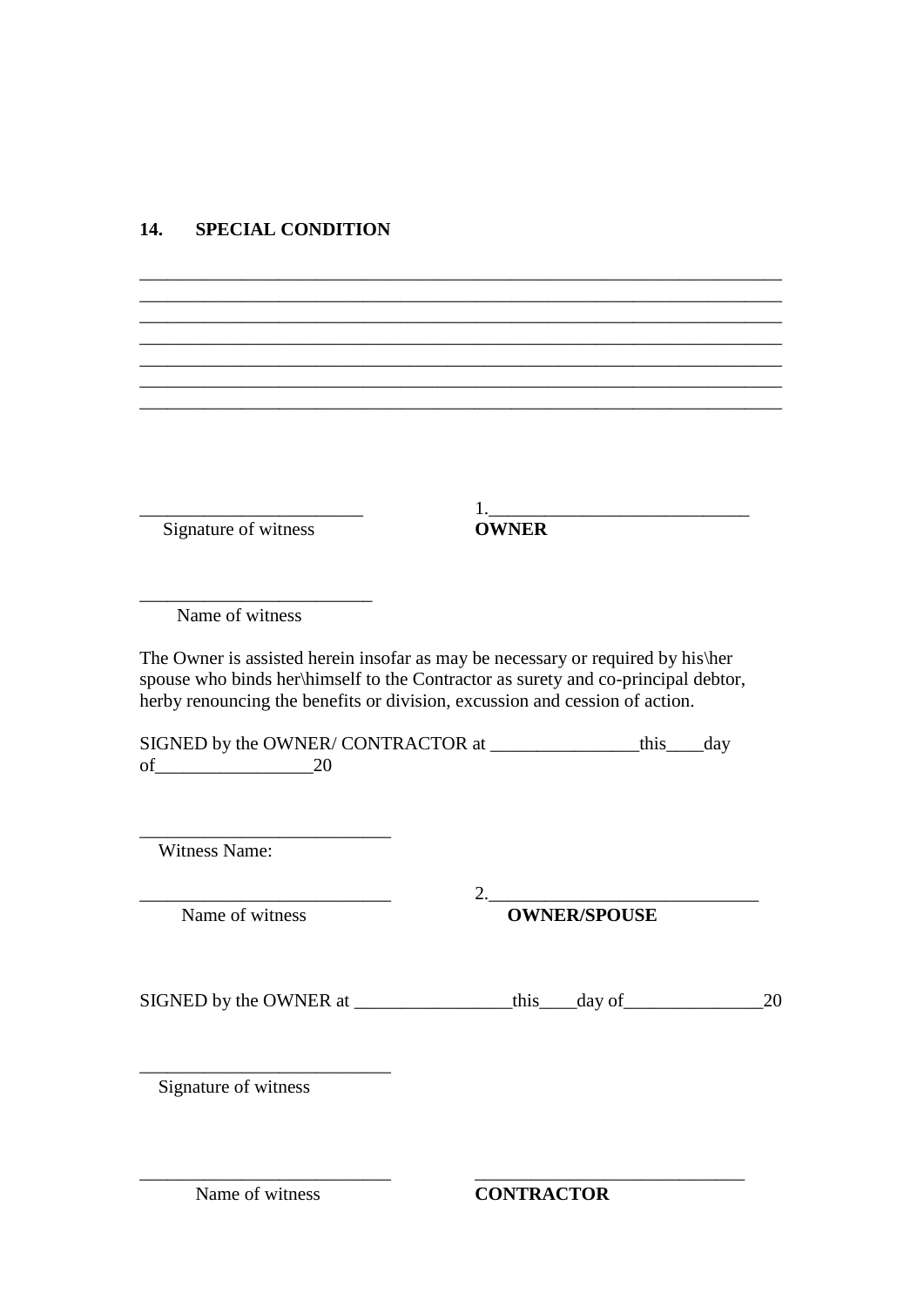## 14. SPECIAL CONDITION

___________________________________________________________________________
___________________________________________________________________________
___________________________________________________________________________
___________________________________________________________________________
___________________________________________________________________________
___________________________________________________________________________
___________________________________________________________________________

________________________ 1.____________________________

Signature of witness **OWNER**

_________________________

Name of witness

The Owner is assisted herein insofar as may be necessary or required by his\her spouse who binds her\himself to the Contractor as surety and co-principal debtor, herby renouncing the benefits or division, excussion and cession of action.

SIGNED by the OWNER/ CONTRACTOR at ________________this____day of_________________20

___________________________

Witness Name:

___________________________ 2.____________________________

Name of witness **OWNER/SPOUSE**

SIGNED by the OWNER at _________________this____day of_______________20

___________________________

Signature of witness

___________________________ ____________________________

Name of witness **CONTRACTOR**